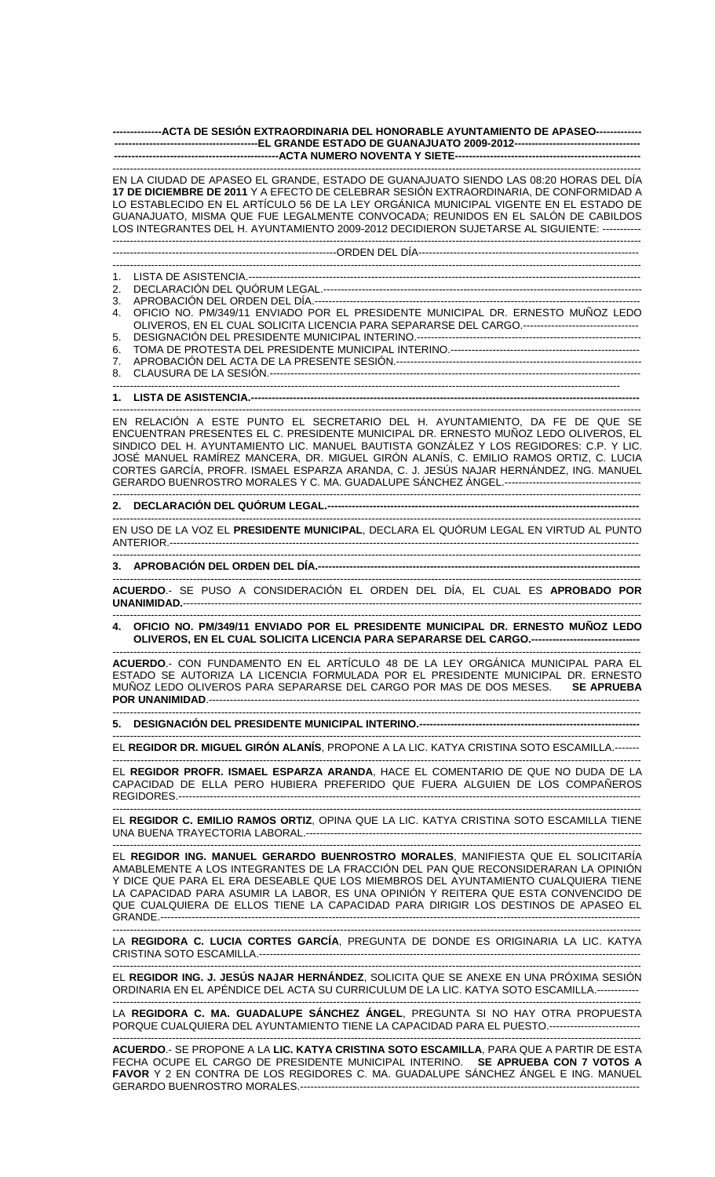**ACTA DE SESIÓN EXTRAORDINARIA DEL HONORABLE AYUNTAMIENTO DE APASEO EL GRANDE ESTADO DE GUANAJUATO 2009-2012**

**ACTA NUMERO NOVENTA Y SIETE**

EN LA CIUDAD DE APASEO EL GRANDE, ESTADO DE GUANAJUATO SIENDO LAS 08:20 HORAS DEL DÍA **17 DE DICIEMBRE DE 2011** Y A EFECTO DE CELEBRAR SESIÓN EXTRAORDINARIA, DE CONFORMIDAD A LO ESTABLECIDO EN EL ARTÍCULO 56 DE LA LEY ORGÁNICA MUNICIPAL VIGENTE EN EL ESTADO DE GUANAJUATO, MISMA QUE FUE LEGALMENTE CONVOCADA; REUNIDOS EN EL SALÓN DE CABILDOS LOS INTEGRANTES DEL H. AYUNTAMIENTO 2009-2012 DECIDIERON SUJETARSE AL SIGUIENTE:

ORDEN DEL DÍA

1. LISTA DE ASISTENCIA.
2. DECLARACIÓN DEL QUÓRUM LEGAL.
3. APROBACIÓN DEL ORDEN DEL DÍA.
4. OFICIO NO. PM/349/11 ENVIADO POR EL PRESIDENTE MUNICIPAL DR. ERNESTO MUÑOZ LEDO OLIVEROS, EN EL CUAL SOLICITA LICENCIA PARA SEPARARSE DEL CARGO.
5. DESIGNACIÓN DEL PRESIDENTE MUNICIPAL INTERINO.
6. TOMA DE PROTESTA DEL PRESIDENTE MUNICIPAL INTERINO.
7. APROBACIÓN DEL ACTA DE LA PRESENTE SESIÓN.
8. CLAUSURA DE LA SESIÓN.

**1. LISTA DE ASISTENCIA.**

EN RELACIÓN A ESTE PUNTO EL SECRETARIO DEL H. AYUNTAMIENTO, DA FE DE QUE SE ENCUENTRAN PRESENTES EL C. PRESIDENTE MUNICIPAL DR. ERNESTO MUÑOZ LEDO OLIVEROS, EL SINDICO DEL H. AYUNTAMIENTO LIC. MANUEL BAUTISTA GONZÁLEZ Y LOS REGIDORES: C.P. Y LIC. JOSÉ MANUEL RAMÍREZ MANCERA, DR. MIGUEL GIRÓN ALANÍS, C. EMILIO RAMOS ORTIZ, C. LUCIA CORTES GARCÍA, PROFR. ISMAEL ESPARZA ARANDA, C. J. JESÚS NAJAR HERNÁNDEZ, ING. MANUEL GERARDO BUENROSTRO MORALES Y C. MA. GUADALUPE SÁNCHEZ ÁNGEL.

**2. DECLARACIÓN DEL QUÓRUM LEGAL.**

EN USO DE LA VOZ EL **PRESIDENTE MUNICIPAL**, DECLARA EL QUÓRUM LEGAL EN VIRTUD AL PUNTO ANTERIOR.

**3. APROBACIÓN DEL ORDEN DEL DÍA.**

**ACUERDO**.- SE PUSO A CONSIDERACIÓN EL ORDEN DEL DÍA, EL CUAL ES **APROBADO POR UNANIMIDAD.**

**4. OFICIO NO. PM/349/11 ENVIADO POR EL PRESIDENTE MUNICIPAL DR. ERNESTO MUÑOZ LEDO OLIVEROS, EN EL CUAL SOLICITA LICENCIA PARA SEPARARSE DEL CARGO.**

**ACUERDO**.- CON FUNDAMENTO EN EL ARTÍCULO 48 DE LA LEY ORGÁNICA MUNICIPAL PARA EL ESTADO SE AUTORIZA LA LICENCIA FORMULADA POR EL PRESIDENTE MUNICIPAL DR. ERNESTO MUÑOZ LEDO OLIVEROS PARA SEPARARSE DEL CARGO POR MAS DE DOS MESES. **SE APRUEBA POR UNANIMIDAD**.

**5. DESIGNACIÓN DEL PRESIDENTE MUNICIPAL INTERINO.**

EL **REGIDOR DR. MIGUEL GIRÓN ALANÍS**, PROPONE A LA LIC. KATYA CRISTINA SOTO ESCAMILLA.

EL **REGIDOR PROFR. ISMAEL ESPARZA ARANDA**, HACE EL COMENTARIO DE QUE NO DUDA DE LA CAPACIDAD DE ELLA PERO HUBIERA PREFERIDO QUE FUERA ALGUIEN DE LOS COMPAÑEROS REGIDORES.

EL **REGIDOR C. EMILIO RAMOS ORTIZ**, OPINA QUE LA LIC. KATYA CRISTINA SOTO ESCAMILLA TIENE UNA BUENA TRAYECTORIA LABORAL.

EL **REGIDOR ING. MANUEL GERARDO BUENROSTRO MORALES**, MANIFIESTA QUE EL SOLICITARÍA AMABLEMENTE A LOS INTEGRANTES DE LA FRACCIÓN DEL PAN QUE RECONSIDERARAN LA OPINIÓN Y DICE QUE PARA EL ERA DESEABLE QUE LOS MIEMBROS DEL AYUNTAMIENTO CUALQUIERA TIENE LA CAPACIDAD PARA ASUMIR LA LABOR, ES UNA OPINIÓN Y REITERA QUE ESTA CONVENCIDO DE QUE CUALQUIERA DE ELLOS TIENE LA CAPACIDAD PARA DIRIGIR LOS DESTINOS DE APASEO EL GRANDE.

LA **REGIDORA C. LUCIA CORTES GARCÍA**, PREGUNTA DE DONDE ES ORIGINARIA LA LIC. KATYA CRISTINA SOTO ESCAMILLA.

EL **REGIDOR ING. J. JESÚS NAJAR HERNÁNDEZ**, SOLICITA QUE SE ANEXE EN UNA PRÓXIMA SESIÓN ORDINARIA EN EL APÉNDICE DEL ACTA SU CURRICULUM DE LA LIC. KATYA SOTO ESCAMILLA.

LA **REGIDORA C. MA. GUADALUPE SÁNCHEZ ÁNGEL**, PREGUNTA SI NO HAY OTRA PROPUESTA PORQUE CUALQUIERA DEL AYUNTAMIENTO TIENE LA CAPACIDAD PARA EL PUESTO.

**ACUERDO**.- SE PROPONE A LA **LIC. KATYA CRISTINA SOTO ESCAMILLA**, PARA QUE A PARTIR DE ESTA FECHA OCUPE EL CARGO DE PRESIDENTE MUNICIPAL INTERINO. **SE APRUEBA CON 7 VOTOS A FAVOR** Y 2 EN CONTRA DE LOS REGIDORES C. MA. GUADALUPE SÁNCHEZ ÁNGEL Y ING. MANUEL GERARDO BUENROSTRO MORALES.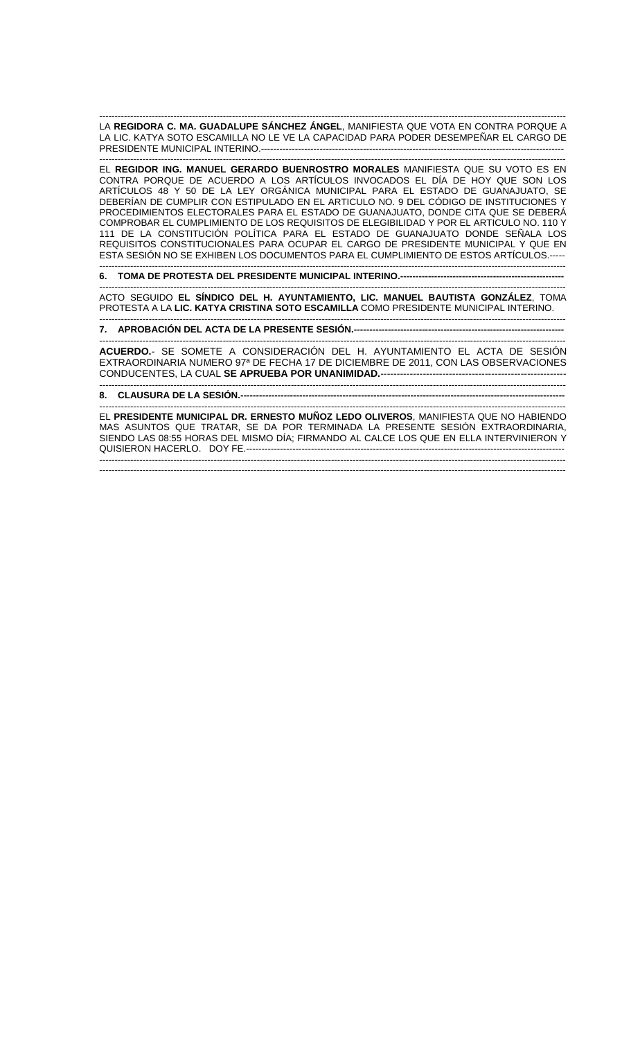LA **REGIDORA C. MA. GUADALUPE SÁNCHEZ ÁNGEL**, MANIFIESTA QUE VOTA EN CONTRA PORQUE A LA LIC. KATYA SOTO ESCAMILLA NO LE VE LA CAPACIDAD PARA PODER DESEMPEÑAR EL CARGO DE PRESIDENTE MUNICIPAL INTERINO.-----------------------------------------------------------------------------------------------

EL **REGIDOR ING. MANUEL GERARDO BUENROSTRO MORALES** MANIFIESTA QUE SU VOTO ES EN CONTRA PORQUE DE ACUERDO A LOS ARTÍCULOS INVOCADOS EL DÍA DE HOY QUE SON LOS ARTÍCULOS 48 Y 50 DE LA LEY ORGÁNICA MUNICIPAL PARA EL ESTADO DE GUANAJUATO, SE DEBERÍAN DE CUMPLIR CON ESTIPULADO EN EL ARTICULO NO. 9 DEL CÓDIGO DE INSTITUCIONES Y PROCEDIMIENTOS ELECTORALES PARA EL ESTADO DE GUANAJUATO, DONDE CITA QUE SE DEBERÁ COMPROBAR EL CUMPLIMIENTO DE LOS REQUISITOS DE ELEGIBILIDAD Y POR EL ARTICULO NO. 110 Y 111 DE LA CONSTITUCIÓN POLÍTICA PARA EL ESTADO DE GUANAJUATO DONDE SEÑALA LOS REQUISITOS CONSTITUCIONALES PARA OCUPAR EL CARGO DE PRESIDENTE MUNICIPAL Y QUE EN ESTA SESIÓN NO SE EXHIBEN LOS DOCUMENTOS PARA EL CUMPLIMIENTO DE ESTOS ARTÍCULOS.-----

**6. TOMA DE PROTESTA DEL PRESIDENTE MUNICIPAL INTERINO.-----------------------------------------------------**

ACTO SEGUIDO **EL SÍNDICO DEL H. AYUNTAMIENTO, LIC. MANUEL BAUTISTA GONZÁLEZ**, TOMA PROTESTA A LA **LIC. KATYA CRISTINA SOTO ESCAMILLA** COMO PRESIDENTE MUNICIPAL INTERINO.

**7. APROBACIÓN DEL ACTA DE LA PRESENTE SESIÓN.-------------------------------------------------------------------**

**ACUERDO.**- SE SOMETE A CONSIDERACIÓN DEL H. AYUNTAMIENTO EL ACTA DE SESIÓN EXTRAORDINARIA NUMERO 97ª DE FECHA 17 DE DICIEMBRE DE 2011, CON LAS OBSERVACIONES CONDUCENTES, LA CUAL **SE APRUEBA POR UNANIMIDAD.**----------------------------------------------------------

**8. CLAUSURA DE LA SESIÓN.--------------------------------------------------------------------------------------------------**

EL **PRESIDENTE MUNICIPAL DR. ERNESTO MUÑOZ LEDO OLIVEROS**, MANIFIESTA QUE NO HABIENDO MAS ASUNTOS QUE TRATAR, SE DA POR TERMINADA LA PRESENTE SESIÓN EXTRAORDINARIA, SIENDO LAS 08:55 HORAS DEL MISMO DÍA; FIRMANDO AL CALCE LOS QUE EN ELLA INTERVINIERON Y QUISIERON HACERLO. DOY FE.-----------------------------------------------------------------------------------------------